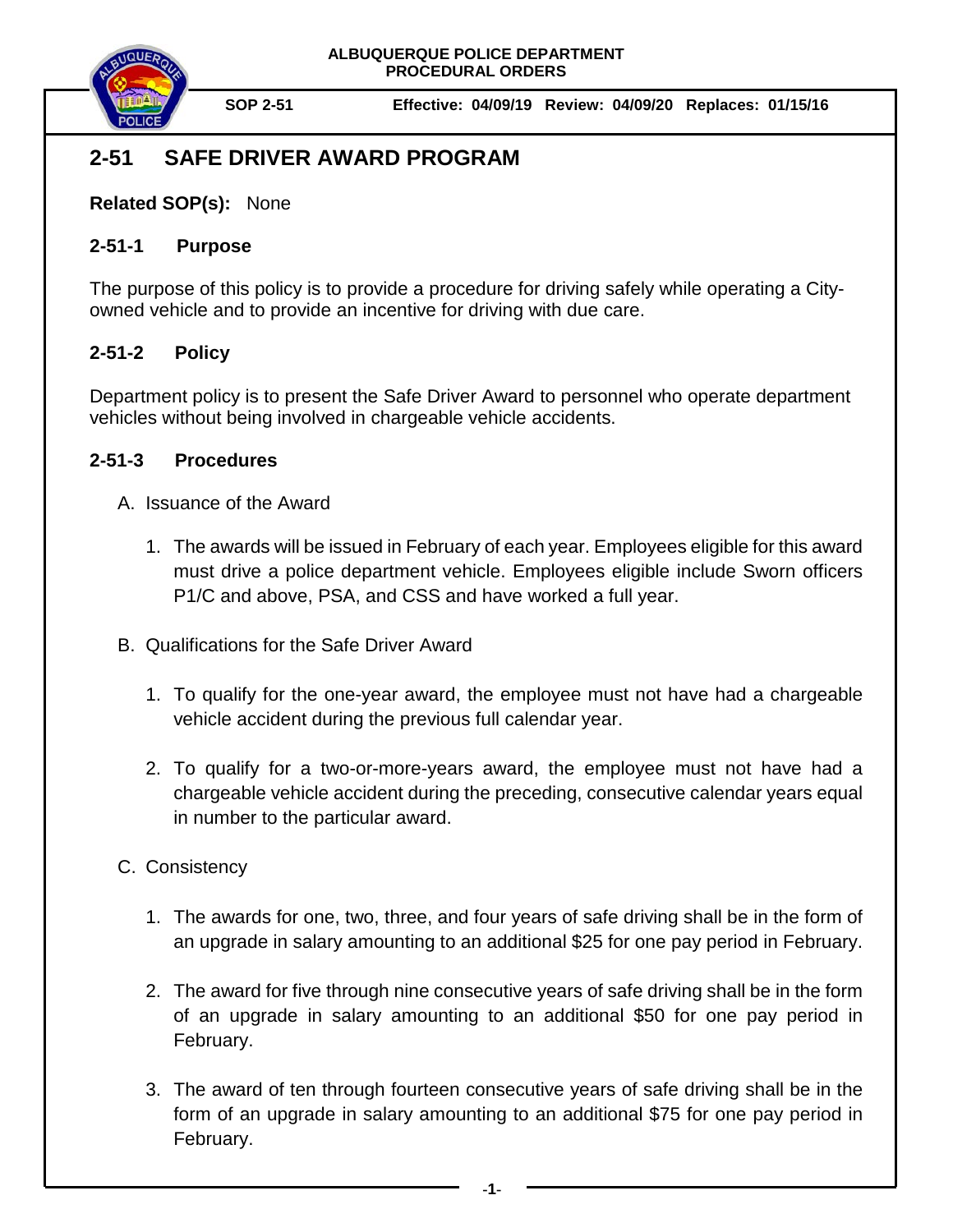**ALBUQUERQUE POLICE DEPARTMENT**
**PROCEDURAL ORDERS**

**SOP 2-51** **Effective: 04/09/19 Review: 04/09/20 Replaces: 01/15/16**

# 2-51 SAFE DRIVER AWARD PROGRAM

**Related SOP(s):** None

## 2-51-1 Purpose

The purpose of this policy is to provide a procedure for driving safely while operating a City-owned vehicle and to provide an incentive for driving with due care.

## 2-51-2 Policy

Department policy is to present the Safe Driver Award to personnel who operate department vehicles without being involved in chargeable vehicle accidents.

## 2-51-3 Procedures

A. Issuance of the Award

1. The awards will be issued in February of each year. Employees eligible for this award must drive a police department vehicle. Employees eligible include Sworn officers P1/C and above, PSA, and CSS and have worked a full year.

B. Qualifications for the Safe Driver Award

1. To qualify for the one-year award, the employee must not have had a chargeable vehicle accident during the previous full calendar year.

2. To qualify for a two-or-more-years award, the employee must not have had a chargeable vehicle accident during the preceding, consecutive calendar years equal in number to the particular award.

C. Consistency

1. The awards for one, two, three, and four years of safe driving shall be in the form of an upgrade in salary amounting to an additional $25 for one pay period in February.

2. The award for five through nine consecutive years of safe driving shall be in the form of an upgrade in salary amounting to an additional $50 for one pay period in February.

3. The award of ten through fourteen consecutive years of safe driving shall be in the form of an upgrade in salary amounting to an additional $75 for one pay period in February.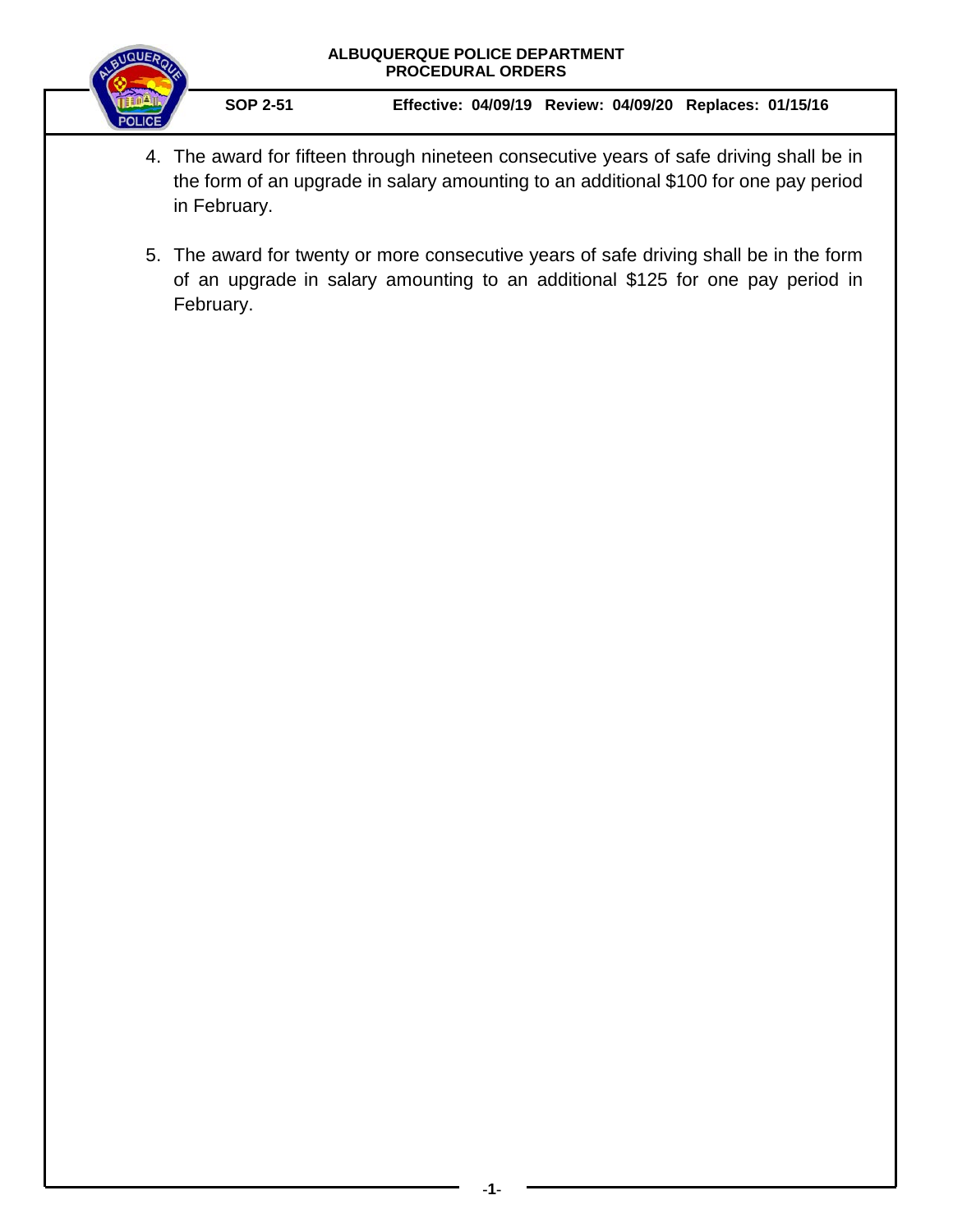4. The award for fifteen through nineteen consecutive years of safe driving shall be in the form of an upgrade in salary amounting to an additional $100 for one pay period in February.

5. The award for twenty or more consecutive years of safe driving shall be in the form of an upgrade in salary amounting to an additional $125 for one pay period in February.